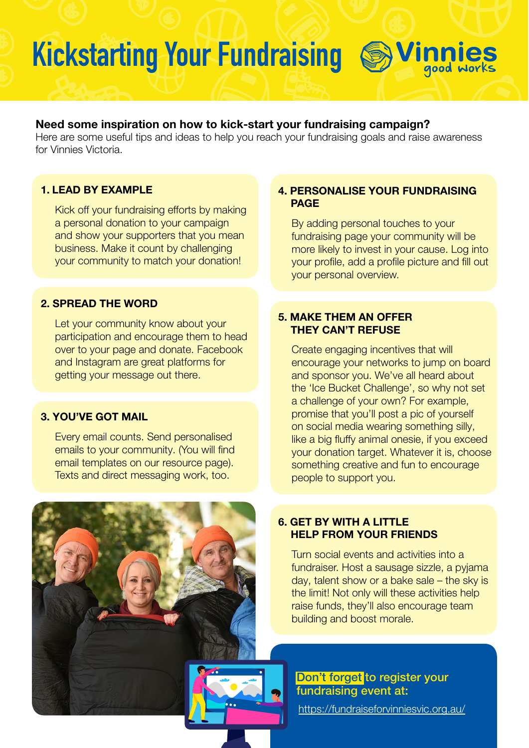# Kickstarting Your Fundraising

Vinnies good works

**Need some inspiration on how to kick-start your fundraising campaign?**
Here are some useful tips and ideas to help you reach your fundraising goals and raise awareness for Vinnies Victoria.

### 1. LEAD BY EXAMPLE

Kick off your fundraising efforts by making a personal donation to your campaign and show your supporters that you mean business. Make it count by challenging your community to match your donation!

### 2. SPREAD THE WORD

Let your community know about your participation and encourage them to head over to your page and donate. Facebook and Instagram are great platforms for getting your message out there.

### 3. YOU'VE GOT MAIL

Every email counts. Send personalised emails to your community. (You will find email templates on our resource page). Texts and direct messaging work, too.

### 4. PERSONALISE YOUR FUNDRAISING PAGE

By adding personal touches to your fundraising page your community will be more likely to invest in your cause. Log into your profile, add a profile picture and fill out your personal overview.

### 5. MAKE THEM AN OFFER THEY CAN'T REFUSE

Create engaging incentives that will encourage your networks to jump on board and sponsor you. We've all heard about the 'Ice Bucket Challenge', so why not set a challenge of your own? For example, promise that you'll post a pic of yourself on social media wearing something silly, like a big fluffy animal onesie, if you exceed your donation target. Whatever it is, choose something creative and fun to encourage people to support you.

### 6. GET BY WITH A LITTLE HELP FROM YOUR FRIENDS

Turn social events and activities into a fundraiser. Host a sausage sizzle, a pyjama day, talent show or a bake sale – the sky is the limit! Not only will these activities help raise funds, they'll also encourage team building and boost morale.

**Don't forget** to register your fundraising event at:

https://fundraiseforvinniesvic.org.au/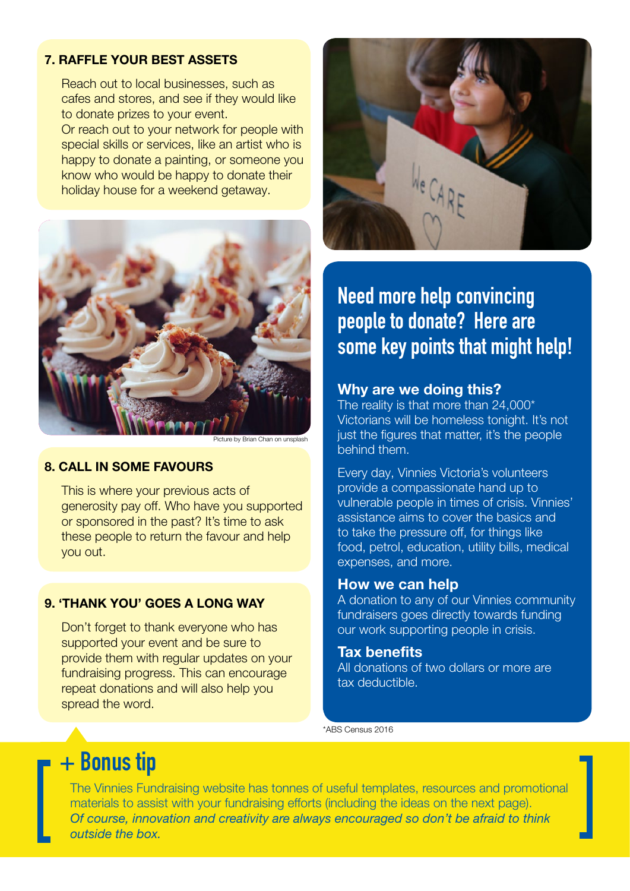### 7. RAFFLE YOUR BEST ASSETS

Reach out to local businesses, such as cafes and stores, and see if they would like to donate prizes to your event.
Or reach out to your network for people with special skills or services, like an artist who is happy to donate a painting, or someone you know who would be happy to donate their holiday house for a weekend getaway.

Picture by Brian Chan on unsplash

### 8. CALL IN SOME FAVOURS

This is where your previous acts of generosity pay off. Who have you supported or sponsored in the past? It's time to ask these people to return the favour and help you out.

### 9. 'THANK YOU' GOES A LONG WAY

Don't forget to thank everyone who has supported your event and be sure to provide them with regular updates on your fundraising progress. This can encourage repeat donations and will also help you spread the word.

## Need more help convincing people to donate? Here are some key points that might help!

### Why are we doing this?

The reality is that more than 24,000* Victorians will be homeless tonight. It's not just the figures that matter, it's the people behind them.

Every day, Vinnies Victoria's volunteers provide a compassionate hand up to vulnerable people in times of crisis. Vinnies' assistance aims to cover the basics and to take the pressure off, for things like food, petrol, education, utility bills, medical expenses, and more.

### How we can help

A donation to any of our Vinnies community fundraisers goes directly towards funding our work supporting people in crisis.

### Tax benefits

All donations of two dollars or more are tax deductible.

*ABS Census 2016

## + Bonus tip

The Vinnies Fundraising website has tonnes of useful templates, resources and promotional materials to assist with your fundraising efforts (including the ideas on the next page).
*Of course, innovation and creativity are always encouraged so don't be afraid to think outside the box.*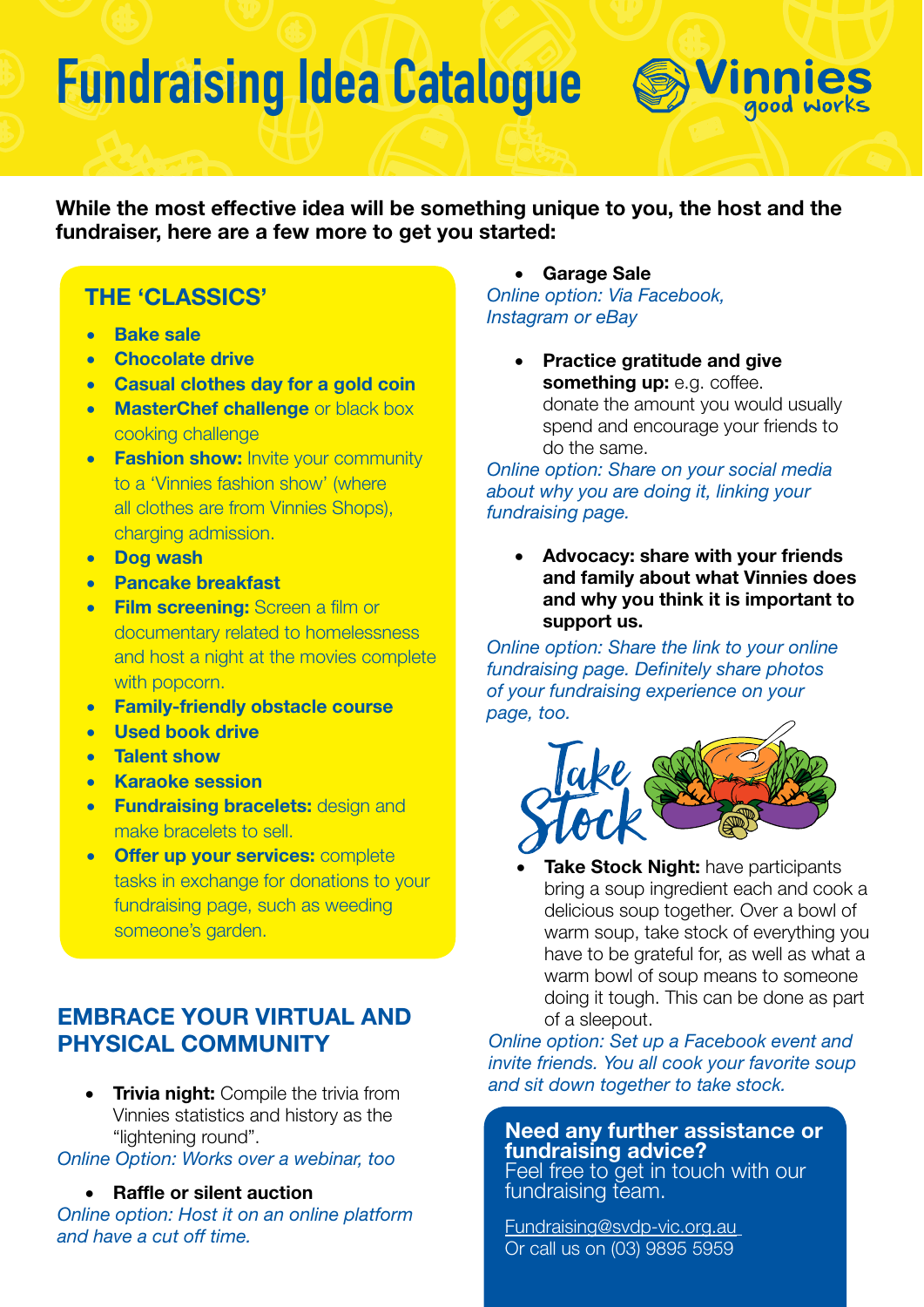# Fundraising Idea Catalogue

Vinnies good works

**While the most effective idea will be something unique to you, the host and the fundraiser, here are a few more to get you started:**

## THE 'CLASSICS'

- **Bake sale**
- **Chocolate drive**
- **Casual clothes day for a gold coin**
- **MasterChef challenge** or black box cooking challenge
- **Fashion show:** Invite your community to a 'Vinnies fashion show' (where all clothes are from Vinnies Shops), charging admission.
- **Dog wash**
- **Pancake breakfast**
- **Film screening:** Screen a film or documentary related to homelessness and host a night at the movies complete with popcorn.
- **Family-friendly obstacle course**
- **Used book drive**
- **Talent show**
- **Karaoke session**
- **Fundraising bracelets:** design and make bracelets to sell.
- **Offer up your services:** complete tasks in exchange for donations to your fundraising page, such as weeding someone's garden.

## EMBRACE YOUR VIRTUAL AND PHYSICAL COMMUNITY

- **Trivia night:** Compile the trivia from Vinnies statistics and history as the "lightening round".

*Online Option: Works over a webinar, too*

- **Raffle or silent auction**

*Online option: Host it on an online platform and have a cut off time.*

- **Garage Sale**

*Online option: Via Facebook, Instagram or eBay*

- **Practice gratitude and give something up:** e.g. coffee. donate the amount you would usually spend and encourage your friends to do the same.

*Online option: Share on your social media about why you are doing it, linking your fundraising page.*

- **Advocacy: share with your friends and family about what Vinnies does and why you think it is important to support us.**

*Online option: Share the link to your online fundraising page. Definitely share photos of your fundraising experience on your page, too.*

Take Stock

- **Take Stock Night:** have participants bring a soup ingredient each and cook a delicious soup together. Over a bowl of warm soup, take stock of everything you have to be grateful for, as well as what a warm bowl of soup means to someone doing it tough. This can be done as part of a sleepout.

*Online option: Set up a Facebook event and invite friends. You all cook your favorite soup and sit down together to take stock.*

**Need any further assistance or fundraising advice?**
Feel free to get in touch with our fundraising team.

Fundraising@svdp-vic.org.au
Or call us on (03) 9895 5959